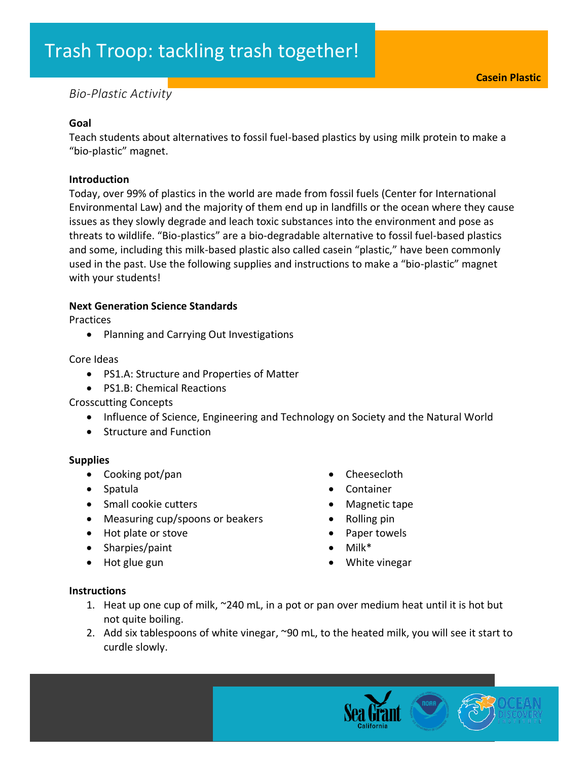# Trash Troop: tackling trash together!

**Casein Plastic**

*Bio-Plastic Activity*

**Goal**

Teach students about alternatives to fossil fuel-based plastics by using milk protein to make a "bio-plastic" magnet.

**Introduction**

Today, over 99% of plastics in the world are made from fossil fuels (Center for International Environmental Law) and the majority of them end up in landfills or the ocean where they cause issues as they slowly degrade and leach toxic substances into the environment and pose as threats to wildlife. "Bio-plastics" are a bio-degradable alternative to fossil fuel-based plastics and some, including this milk-based plastic also called casein "plastic," have been commonly used in the past. Use the following supplies and instructions to make a "bio-plastic" magnet with your students!

**Next Generation Science Standards**

Practices

- Planning and Carrying Out Investigations

Core Ideas

- PS1.A: Structure and Properties of Matter
- PS1.B: Chemical Reactions

Crosscutting Concepts

- Influence of Science, Engineering and Technology on Society and the Natural World
- Structure and Function

**Supplies**

- Cooking pot/pan
- Spatula
- Small cookie cutters
- Measuring cup/spoons or beakers
- Hot plate or stove
- Sharpies/paint
- Hot glue gun
- Cheesecloth
- Container
- Magnetic tape
- Rolling pin
- Paper towels
- Milk*
- White vinegar

**Instructions**

1. Heat up one cup of milk, ~240 mL, in a pot or pan over medium heat until it is hot but not quite boiling.
2. Add six tablespoons of white vinegar, ~90 mL, to the heated milk, you will see it start to curdle slowly.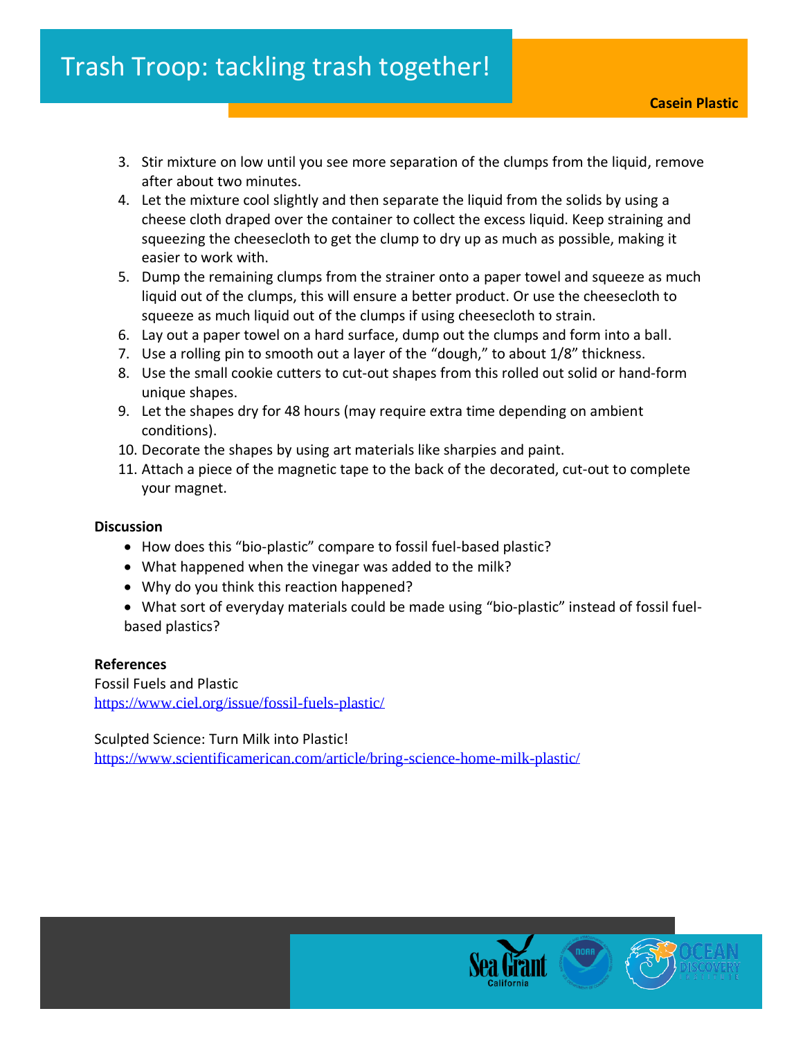3. Stir mixture on low until you see more separation of the clumps from the liquid, remove after about two minutes.
4. Let the mixture cool slightly and then separate the liquid from the solids by using a cheese cloth draped over the container to collect the excess liquid. Keep straining and squeezing the cheesecloth to get the clump to dry up as much as possible, making it easier to work with.
5. Dump the remaining clumps from the strainer onto a paper towel and squeeze as much liquid out of the clumps, this will ensure a better product. Or use the cheesecloth to squeeze as much liquid out of the clumps if using cheesecloth to strain.
6. Lay out a paper towel on a hard surface, dump out the clumps and form into a ball.
7. Use a rolling pin to smooth out a layer of the "dough," to about 1/8" thickness.
8. Use the small cookie cutters to cut-out shapes from this rolled out solid or hand-form unique shapes.
9. Let the shapes dry for 48 hours (may require extra time depending on ambient conditions).
10. Decorate the shapes by using art materials like sharpies and paint.
11. Attach a piece of the magnetic tape to the back of the decorated, cut-out to complete your magnet.

**Discussion**

- How does this "bio-plastic" compare to fossil fuel-based plastic?
- What happened when the vinegar was added to the milk?
- Why do you think this reaction happened?
- What sort of everyday materials could be made using "bio-plastic" instead of fossil fuel-based plastics?

**References**

Fossil Fuels and Plastic
https://www.ciel.org/issue/fossil-fuels-plastic/

Sculpted Science: Turn Milk into Plastic!
https://www.scientificamerican.com/article/bring-science-home-milk-plastic/